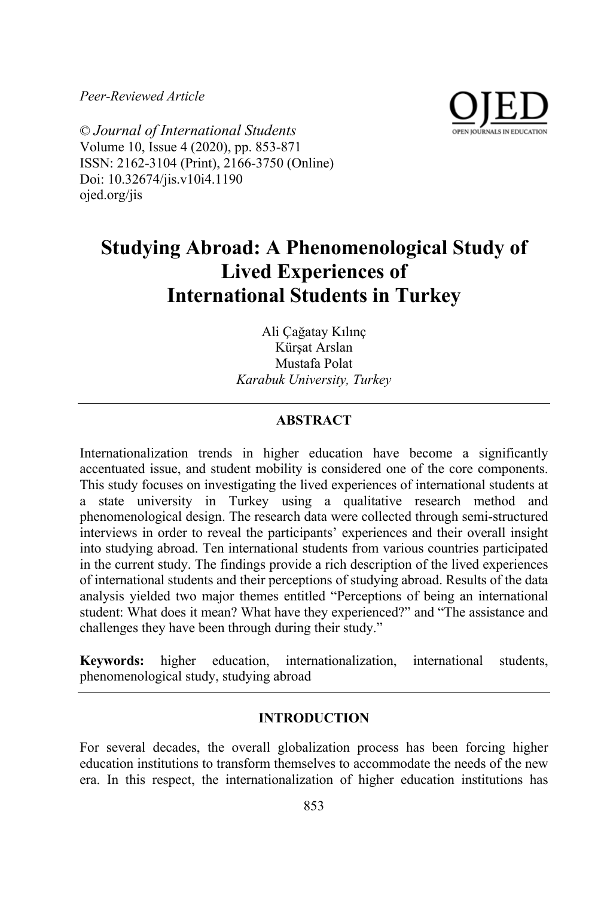*Peer-Reviewed Article*

© *Journal of International Students*
Volume 10, Issue 4 (2020), pp. 853-871
ISSN: 2162-3104 (Print), 2166-3750 (Online)
Doi: 10.32674/jis.v10i4.1190
ojed.org/jis

# Studying Abroad: A Phenomenological Study of Lived Experiences of International Students in Turkey

Ali Çağatay Kılınç
Kürşat Arslan
Mustafa Polat
*Karabuk University, Turkey*

## ABSTRACT

Internationalization trends in higher education have become a significantly accentuated issue, and student mobility is considered one of the core components. This study focuses on investigating the lived experiences of international students at a state university in Turkey using a qualitative research method and phenomenological design. The research data were collected through semi-structured interviews in order to reveal the participants' experiences and their overall insight into studying abroad. Ten international students from various countries participated in the current study. The findings provide a rich description of the lived experiences of international students and their perceptions of studying abroad. Results of the data analysis yielded two major themes entitled "Perceptions of being an international student: What does it mean? What have they experienced?" and "The assistance and challenges they have been through during their study."

**Keywords:** higher education, internationalization, international students, phenomenological study, studying abroad

## INTRODUCTION

For several decades, the overall globalization process has been forcing higher education institutions to transform themselves to accommodate the needs of the new era. In this respect, the internationalization of higher education institutions has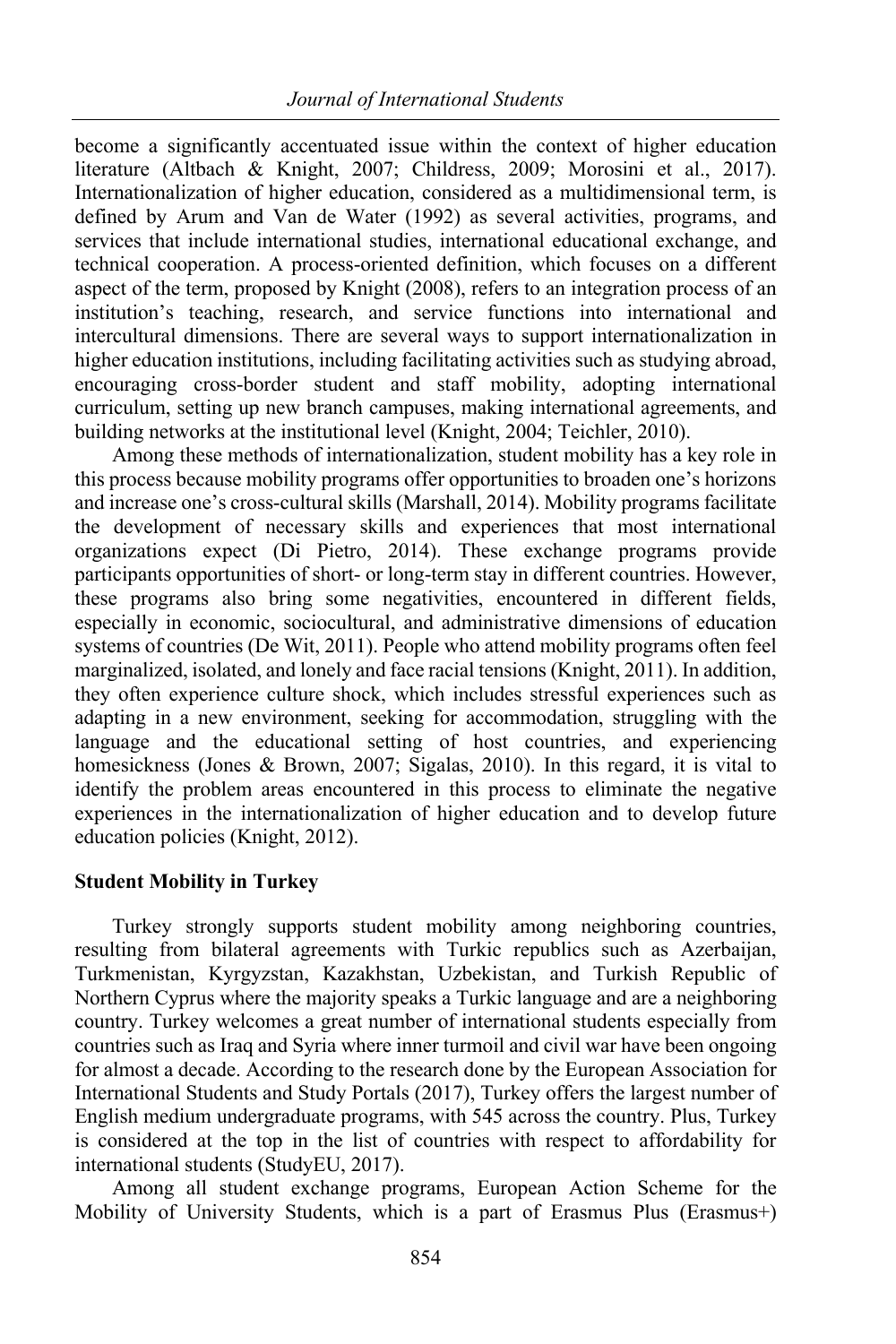become a significantly accentuated issue within the context of higher education literature (Altbach & Knight, 2007; Childress, 2009; Morosini et al., 2017). Internationalization of higher education, considered as a multidimensional term, is defined by Arum and Van de Water (1992) as several activities, programs, and services that include international studies, international educational exchange, and technical cooperation. A process-oriented definition, which focuses on a different aspect of the term, proposed by Knight (2008), refers to an integration process of an institution's teaching, research, and service functions into international and intercultural dimensions. There are several ways to support internationalization in higher education institutions, including facilitating activities such as studying abroad, encouraging cross-border student and staff mobility, adopting international curriculum, setting up new branch campuses, making international agreements, and building networks at the institutional level (Knight, 2004; Teichler, 2010).

Among these methods of internationalization, student mobility has a key role in this process because mobility programs offer opportunities to broaden one's horizons and increase one's cross-cultural skills (Marshall, 2014). Mobility programs facilitate the development of necessary skills and experiences that most international organizations expect (Di Pietro, 2014). These exchange programs provide participants opportunities of short- or long-term stay in different countries. However, these programs also bring some negativities, encountered in different fields, especially in economic, sociocultural, and administrative dimensions of education systems of countries (De Wit, 2011). People who attend mobility programs often feel marginalized, isolated, and lonely and face racial tensions (Knight, 2011). In addition, they often experience culture shock, which includes stressful experiences such as adapting in a new environment, seeking for accommodation, struggling with the language and the educational setting of host countries, and experiencing homesickness (Jones & Brown, 2007; Sigalas, 2010). In this regard, it is vital to identify the problem areas encountered in this process to eliminate the negative experiences in the internationalization of higher education and to develop future education policies (Knight, 2012).

### Student Mobility in Turkey

Turkey strongly supports student mobility among neighboring countries, resulting from bilateral agreements with Turkic republics such as Azerbaijan, Turkmenistan, Kyrgyzstan, Kazakhstan, Uzbekistan, and Turkish Republic of Northern Cyprus where the majority speaks a Turkic language and are a neighboring country. Turkey welcomes a great number of international students especially from countries such as Iraq and Syria where inner turmoil and civil war have been ongoing for almost a decade. According to the research done by the European Association for International Students and Study Portals (2017), Turkey offers the largest number of English medium undergraduate programs, with 545 across the country. Plus, Turkey is considered at the top in the list of countries with respect to affordability for international students (StudyEU, 2017).

Among all student exchange programs, European Action Scheme for the Mobility of University Students, which is a part of Erasmus Plus (Erasmus+)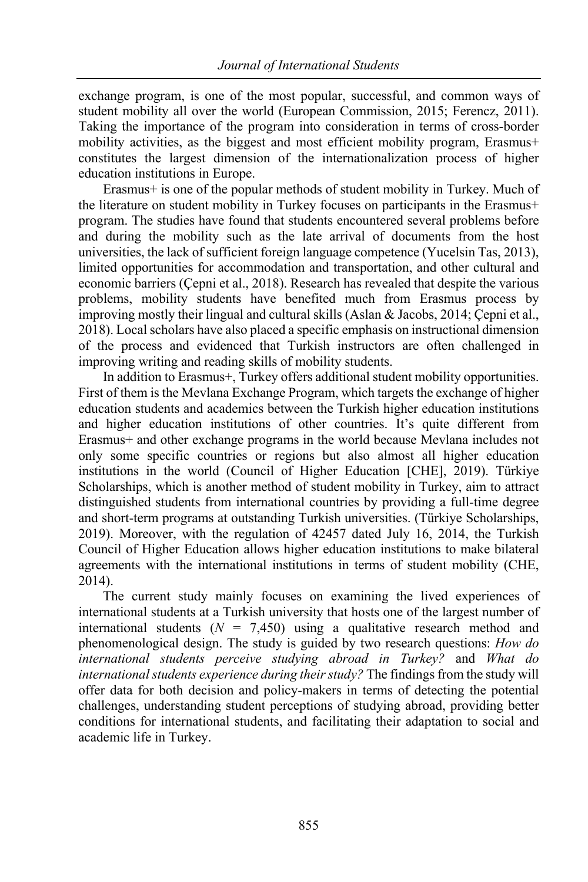exchange program, is one of the most popular, successful, and common ways of student mobility all over the world (European Commission, 2015; Ferencz, 2011). Taking the importance of the program into consideration in terms of cross-border mobility activities, as the biggest and most efficient mobility program, Erasmus+ constitutes the largest dimension of the internationalization process of higher education institutions in Europe.

Erasmus+ is one of the popular methods of student mobility in Turkey. Much of the literature on student mobility in Turkey focuses on participants in the Erasmus+ program. The studies have found that students encountered several problems before and during the mobility such as the late arrival of documents from the host universities, the lack of sufficient foreign language competence (Yucelsin Tas, 2013), limited opportunities for accommodation and transportation, and other cultural and economic barriers (Çepni et al., 2018). Research has revealed that despite the various problems, mobility students have benefited much from Erasmus process by improving mostly their lingual and cultural skills (Aslan & Jacobs, 2014; Çepni et al., 2018). Local scholars have also placed a specific emphasis on instructional dimension of the process and evidenced that Turkish instructors are often challenged in improving writing and reading skills of mobility students.

In addition to Erasmus+, Turkey offers additional student mobility opportunities. First of them is the Mevlana Exchange Program, which targets the exchange of higher education students and academics between the Turkish higher education institutions and higher education institutions of other countries. It's quite different from Erasmus+ and other exchange programs in the world because Mevlana includes not only some specific countries or regions but also almost all higher education institutions in the world (Council of Higher Education [CHE], 2019). Türkiye Scholarships, which is another method of student mobility in Turkey, aim to attract distinguished students from international countries by providing a full-time degree and short-term programs at outstanding Turkish universities. (Türkiye Scholarships, 2019). Moreover, with the regulation of 42457 dated July 16, 2014, the Turkish Council of Higher Education allows higher education institutions to make bilateral agreements with the international institutions in terms of student mobility (CHE, 2014).

The current study mainly focuses on examining the lived experiences of international students at a Turkish university that hosts one of the largest number of international students ($N$ = 7,450) using a qualitative research method and phenomenological design. The study is guided by two research questions: *How do international students perceive studying abroad in Turkey?* and *What do international students experience during their study?* The findings from the study will offer data for both decision and policy-makers in terms of detecting the potential challenges, understanding student perceptions of studying abroad, providing better conditions for international students, and facilitating their adaptation to social and academic life in Turkey.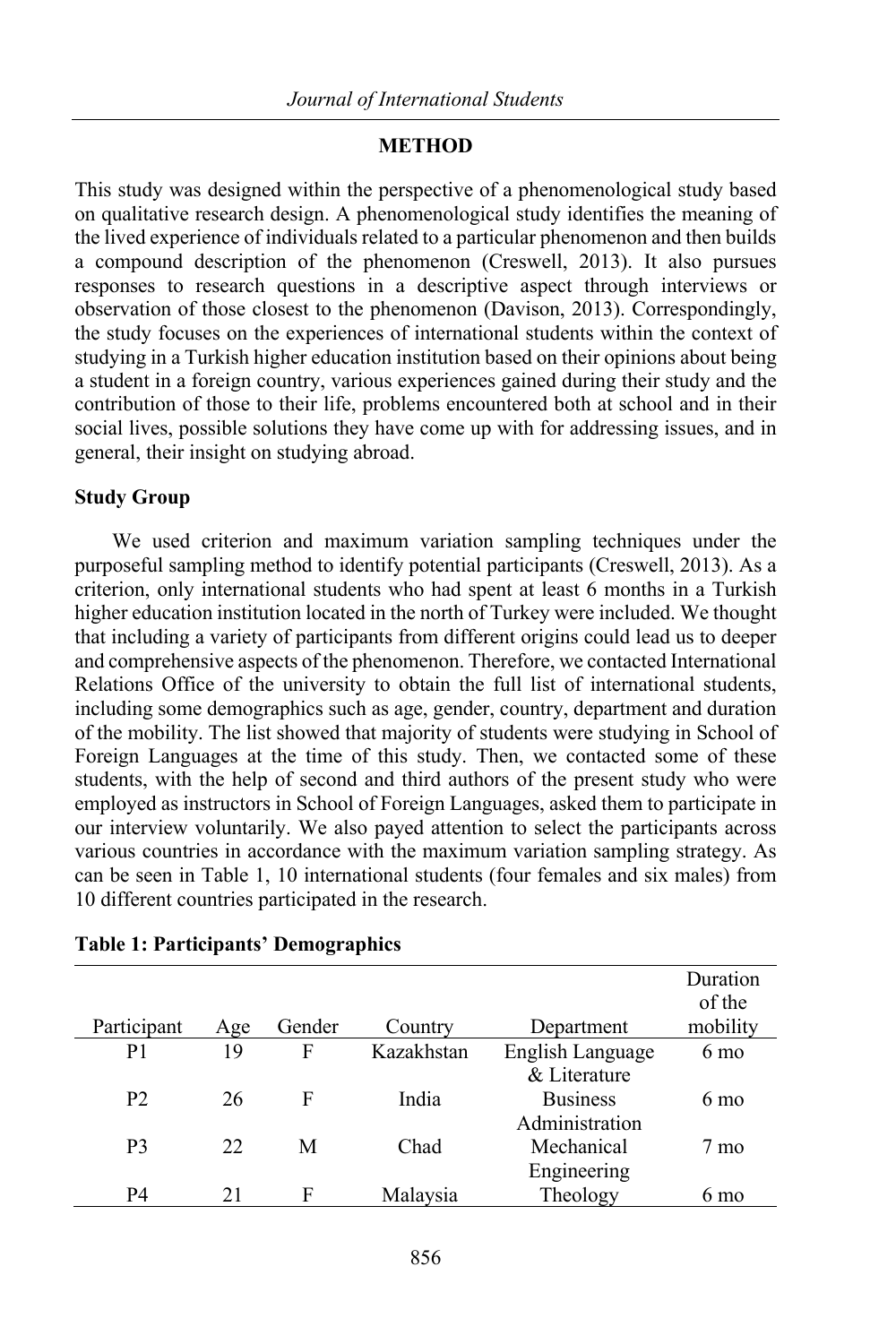## METHOD

This study was designed within the perspective of a phenomenological study based on qualitative research design. A phenomenological study identifies the meaning of the lived experience of individuals related to a particular phenomenon and then builds a compound description of the phenomenon (Creswell, 2013). It also pursues responses to research questions in a descriptive aspect through interviews or observation of those closest to the phenomenon (Davison, 2013). Correspondingly, the study focuses on the experiences of international students within the context of studying in a Turkish higher education institution based on their opinions about being a student in a foreign country, various experiences gained during their study and the contribution of those to their life, problems encountered both at school and in their social lives, possible solutions they have come up with for addressing issues, and in general, their insight on studying abroad.

### Study Group

We used criterion and maximum variation sampling techniques under the purposeful sampling method to identify potential participants (Creswell, 2013). As a criterion, only international students who had spent at least 6 months in a Turkish higher education institution located in the north of Turkey were included. We thought that including a variety of participants from different origins could lead us to deeper and comprehensive aspects of the phenomenon. Therefore, we contacted International Relations Office of the university to obtain the full list of international students, including some demographics such as age, gender, country, department and duration of the mobility. The list showed that majority of students were studying in School of Foreign Languages at the time of this study. Then, we contacted some of these students, with the help of second and third authors of the present study who were employed as instructors in School of Foreign Languages, asked them to participate in our interview voluntarily. We also payed attention to select the participants across various countries in accordance with the maximum variation sampling strategy. As can be seen in Table 1, 10 international students (four females and six males) from 10 different countries participated in the research.

**Table 1: Participants' Demographics**

| Participant | Age | Gender | Country | Department | Duration of the mobility |
|---|---|---|---|---|---|
| P1 | 19 | F | Kazakhstan | English Language & Literature | 6 mo |
| P2 | 26 | F | India | Business Administration | 6 mo |
| P3 | 22 | M | Chad | Mechanical Engineering | 7 mo |
| P4 | 21 | F | Malaysia | Theology | 6 mo |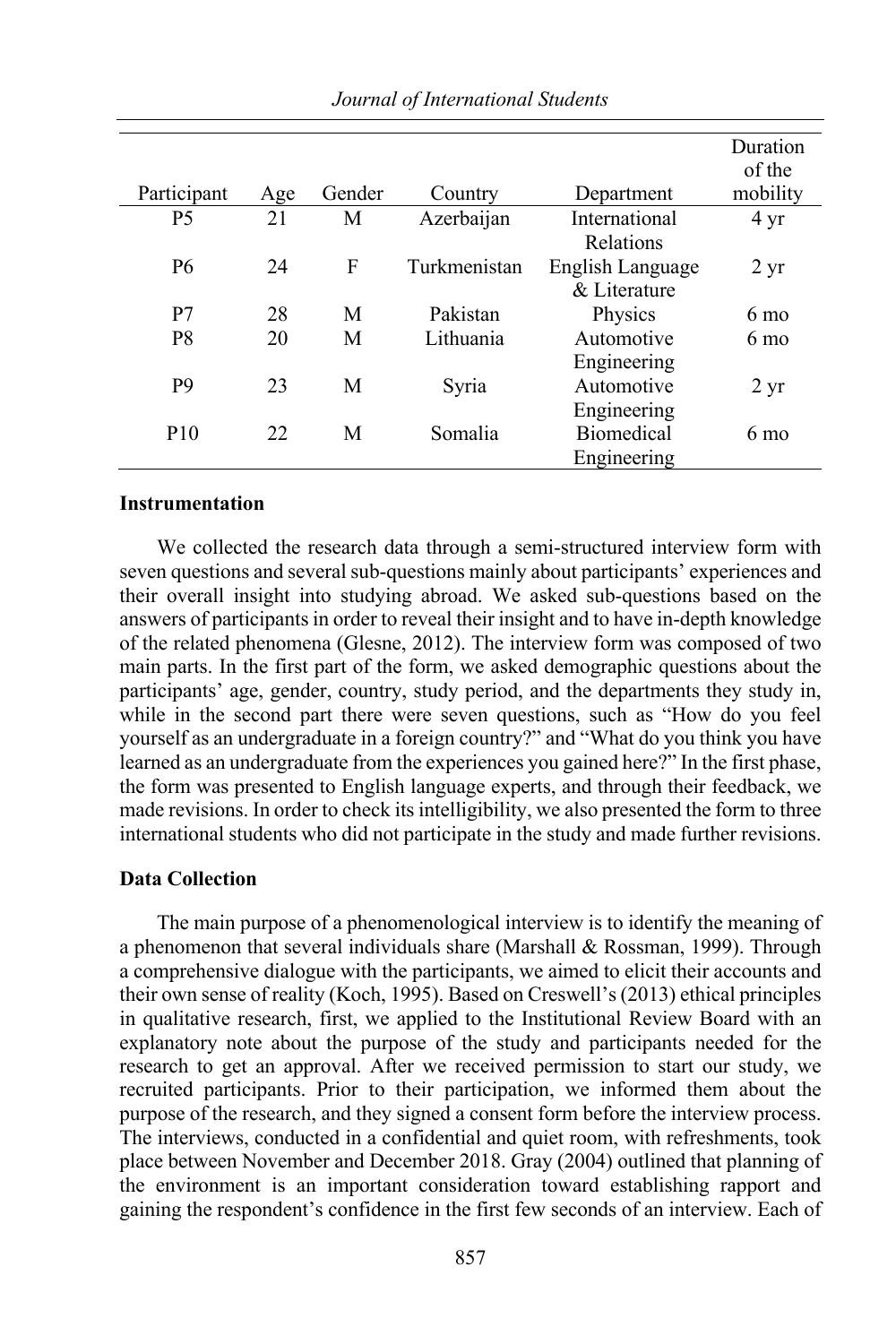| Participant | Age | Gender | Country | Department | Duration of the mobility |
|---|---|---|---|---|---|
| P5 | 21 | M | Azerbaijan | International Relations | 4 yr |
| P6 | 24 | F | Turkmenistan | English Language & Literature | 2 yr |
| P7 | 28 | M | Pakistan | Physics | 6 mo |
| P8 | 20 | M | Lithuania | Automotive Engineering | 6 mo |
| P9 | 23 | M | Syria | Automotive Engineering | 2 yr |
| P10 | 22 | M | Somalia | Biomedical Engineering | 6 mo |

### Instrumentation

We collected the research data through a semi-structured interview form with seven questions and several sub-questions mainly about participants' experiences and their overall insight into studying abroad. We asked sub-questions based on the answers of participants in order to reveal their insight and to have in-depth knowledge of the related phenomena (Glesne, 2012). The interview form was composed of two main parts. In the first part of the form, we asked demographic questions about the participants' age, gender, country, study period, and the departments they study in, while in the second part there were seven questions, such as "How do you feel yourself as an undergraduate in a foreign country?" and "What do you think you have learned as an undergraduate from the experiences you gained here?" In the first phase, the form was presented to English language experts, and through their feedback, we made revisions. In order to check its intelligibility, we also presented the form to three international students who did not participate in the study and made further revisions.

### Data Collection

The main purpose of a phenomenological interview is to identify the meaning of a phenomenon that several individuals share (Marshall & Rossman, 1999). Through a comprehensive dialogue with the participants, we aimed to elicit their accounts and their own sense of reality (Koch, 1995). Based on Creswell's (2013) ethical principles in qualitative research, first, we applied to the Institutional Review Board with an explanatory note about the purpose of the study and participants needed for the research to get an approval. After we received permission to start our study, we recruited participants. Prior to their participation, we informed them about the purpose of the research, and they signed a consent form before the interview process. The interviews, conducted in a confidential and quiet room, with refreshments, took place between November and December 2018. Gray (2004) outlined that planning of the environment is an important consideration toward establishing rapport and gaining the respondent's confidence in the first few seconds of an interview. Each of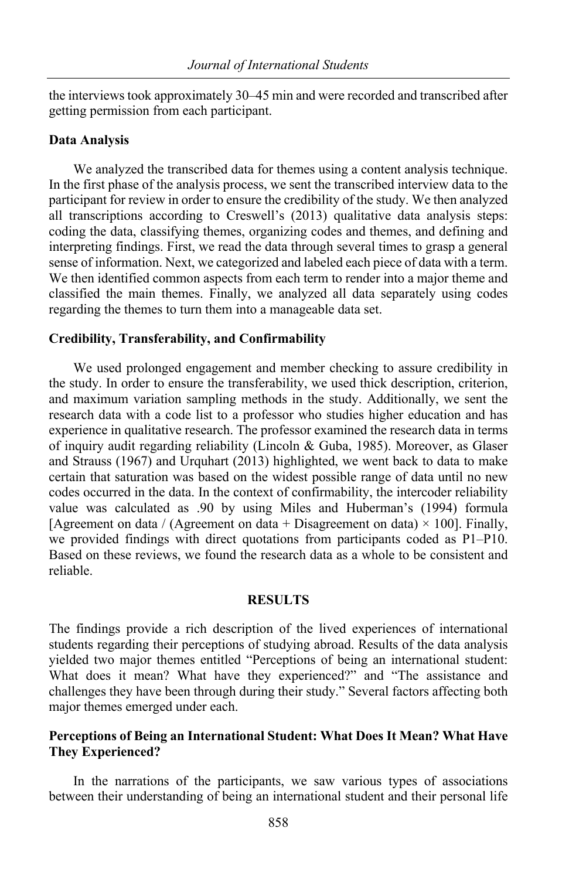the interviews took approximately 30–45 min and were recorded and transcribed after getting permission from each participant.

### Data Analysis

We analyzed the transcribed data for themes using a content analysis technique. In the first phase of the analysis process, we sent the transcribed interview data to the participant for review in order to ensure the credibility of the study. We then analyzed all transcriptions according to Creswell's (2013) qualitative data analysis steps: coding the data, classifying themes, organizing codes and themes, and defining and interpreting findings. First, we read the data through several times to grasp a general sense of information. Next, we categorized and labeled each piece of data with a term. We then identified common aspects from each term to render into a major theme and classified the main themes. Finally, we analyzed all data separately using codes regarding the themes to turn them into a manageable data set.

### Credibility, Transferability, and Confirmability

We used prolonged engagement and member checking to assure credibility in the study. In order to ensure the transferability, we used thick description, criterion, and maximum variation sampling methods in the study. Additionally, we sent the research data with a code list to a professor who studies higher education and has experience in qualitative research. The professor examined the research data in terms of inquiry audit regarding reliability (Lincoln & Guba, 1985). Moreover, as Glaser and Strauss (1967) and Urquhart (2013) highlighted, we went back to data to make certain that saturation was based on the widest possible range of data until no new codes occurred in the data. In the context of confirmability, the intercoder reliability value was calculated as .90 by using Miles and Huberman's (1994) formula [Agreement on data / (Agreement on data + Disagreement on data) × 100]. Finally, we provided findings with direct quotations from participants coded as P1–P10. Based on these reviews, we found the research data as a whole to be consistent and reliable.

## RESULTS

The findings provide a rich description of the lived experiences of international students regarding their perceptions of studying abroad. Results of the data analysis yielded two major themes entitled "Perceptions of being an international student: What does it mean? What have they experienced?" and "The assistance and challenges they have been through during their study." Several factors affecting both major themes emerged under each.

### Perceptions of Being an International Student: What Does It Mean? What Have They Experienced?

In the narrations of the participants, we saw various types of associations between their understanding of being an international student and their personal life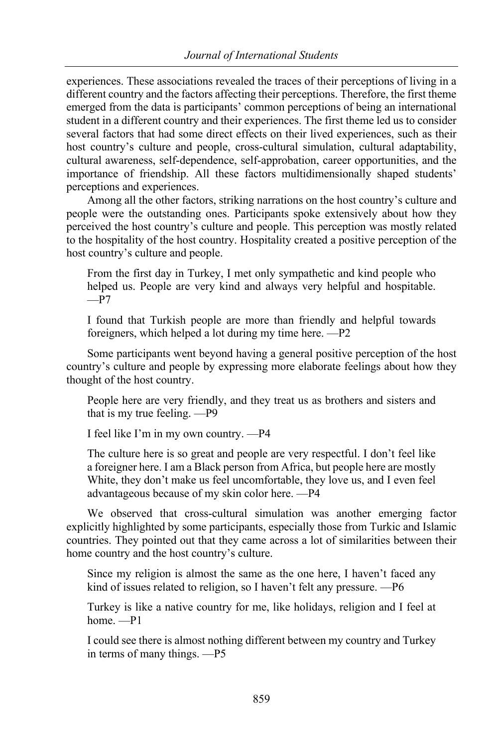experiences. These associations revealed the traces of their perceptions of living in a different country and the factors affecting their perceptions. Therefore, the first theme emerged from the data is participants' common perceptions of being an international student in a different country and their experiences. The first theme led us to consider several factors that had some direct effects on their lived experiences, such as their host country's culture and people, cross-cultural simulation, cultural adaptability, cultural awareness, self-dependence, self-approbation, career opportunities, and the importance of friendship. All these factors multidimensionally shaped students' perceptions and experiences.

Among all the other factors, striking narrations on the host country's culture and people were the outstanding ones. Participants spoke extensively about how they perceived the host country's culture and people. This perception was mostly related to the hospitality of the host country. Hospitality created a positive perception of the host country's culture and people.

> From the first day in Turkey, I met only sympathetic and kind people who helped us. People are very kind and always very helpful and hospitable. —P7

> I found that Turkish people are more than friendly and helpful towards foreigners, which helped a lot during my time here. —P2

Some participants went beyond having a general positive perception of the host country's culture and people by expressing more elaborate feelings about how they thought of the host country.

> People here are very friendly, and they treat us as brothers and sisters and that is my true feeling. —P9

> I feel like I'm in my own country. —P4

> The culture here is so great and people are very respectful. I don't feel like a foreigner here. I am a Black person from Africa, but people here are mostly White, they don't make us feel uncomfortable, they love us, and I even feel advantageous because of my skin color here. —P4

We observed that cross-cultural simulation was another emerging factor explicitly highlighted by some participants, especially those from Turkic and Islamic countries. They pointed out that they came across a lot of similarities between their home country and the host country's culture.

> Since my religion is almost the same as the one here, I haven't faced any kind of issues related to religion, so I haven't felt any pressure. —P6

> Turkey is like a native country for me, like holidays, religion and I feel at home. —P1

> I could see there is almost nothing different between my country and Turkey in terms of many things. —P5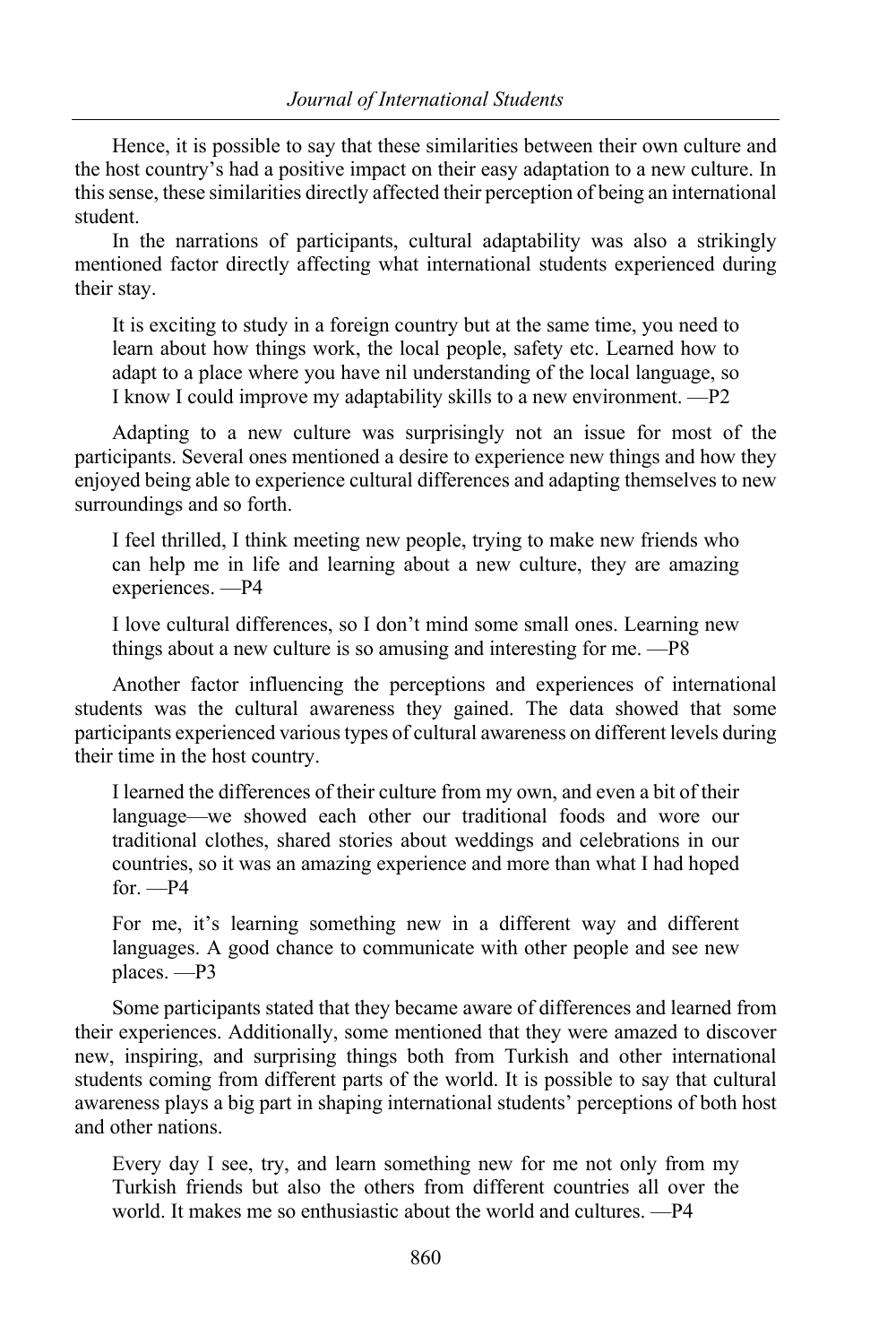Hence, it is possible to say that these similarities between their own culture and the host country's had a positive impact on their easy adaptation to a new culture. In this sense, these similarities directly affected their perception of being an international student.

In the narrations of participants, cultural adaptability was also a strikingly mentioned factor directly affecting what international students experienced during their stay.

> It is exciting to study in a foreign country but at the same time, you need to learn about how things work, the local people, safety etc. Learned how to adapt to a place where you have nil understanding of the local language, so I know I could improve my adaptability skills to a new environment. —P2

Adapting to a new culture was surprisingly not an issue for most of the participants. Several ones mentioned a desire to experience new things and how they enjoyed being able to experience cultural differences and adapting themselves to new surroundings and so forth.

> I feel thrilled, I think meeting new people, trying to make new friends who can help me in life and learning about a new culture, they are amazing experiences. —P4

> I love cultural differences, so I don't mind some small ones. Learning new things about a new culture is so amusing and interesting for me. —P8

Another factor influencing the perceptions and experiences of international students was the cultural awareness they gained. The data showed that some participants experienced various types of cultural awareness on different levels during their time in the host country.

> I learned the differences of their culture from my own, and even a bit of their language—we showed each other our traditional foods and wore our traditional clothes, shared stories about weddings and celebrations in our countries, so it was an amazing experience and more than what I had hoped for. —P4

> For me, it's learning something new in a different way and different languages. A good chance to communicate with other people and see new places. —P3

Some participants stated that they became aware of differences and learned from their experiences. Additionally, some mentioned that they were amazed to discover new, inspiring, and surprising things both from Turkish and other international students coming from different parts of the world. It is possible to say that cultural awareness plays a big part in shaping international students' perceptions of both host and other nations.

> Every day I see, try, and learn something new for me not only from my Turkish friends but also the others from different countries all over the world. It makes me so enthusiastic about the world and cultures. —P4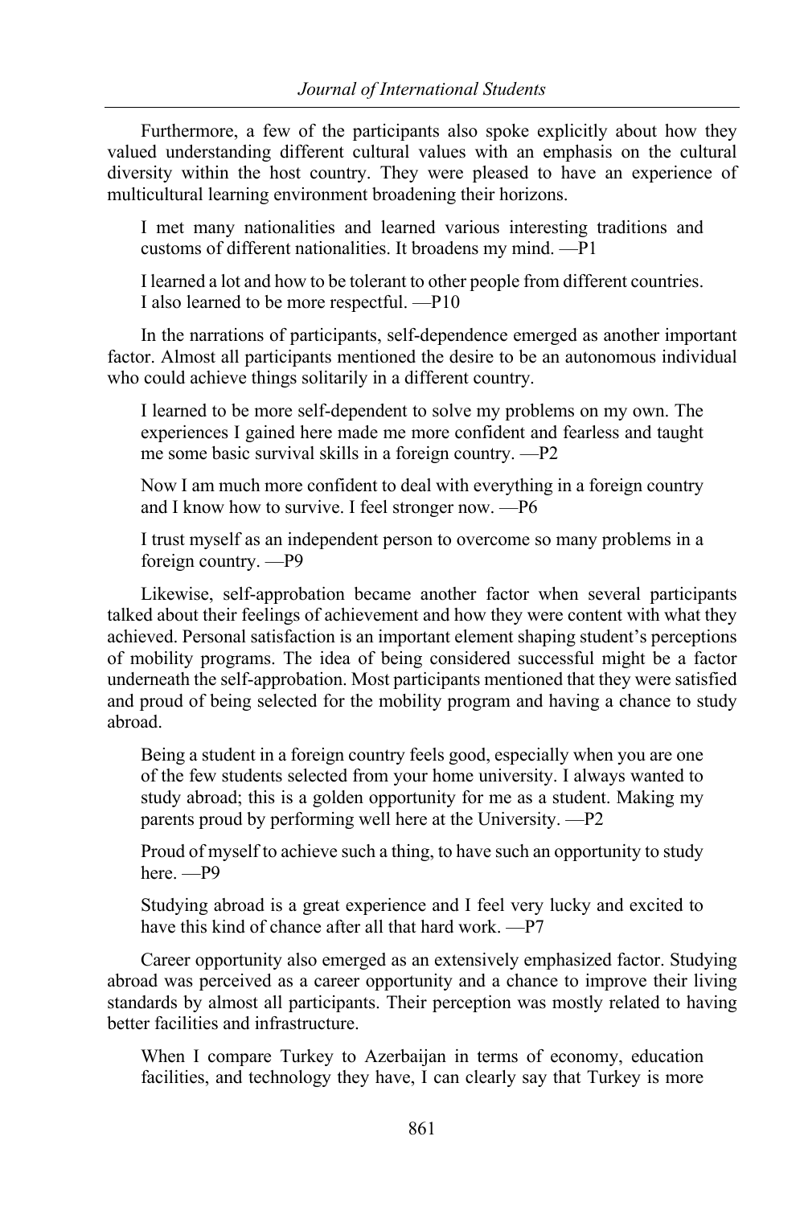Furthermore, a few of the participants also spoke explicitly about how they valued understanding different cultural values with an emphasis on the cultural diversity within the host country. They were pleased to have an experience of multicultural learning environment broadening their horizons.

> I met many nationalities and learned various interesting traditions and customs of different nationalities. It broadens my mind. —P1

> I learned a lot and how to be tolerant to other people from different countries. I also learned to be more respectful. —P10

In the narrations of participants, self-dependence emerged as another important factor. Almost all participants mentioned the desire to be an autonomous individual who could achieve things solitarily in a different country.

> I learned to be more self-dependent to solve my problems on my own. The experiences I gained here made me more confident and fearless and taught me some basic survival skills in a foreign country. —P2

> Now I am much more confident to deal with everything in a foreign country and I know how to survive. I feel stronger now. —P6

> I trust myself as an independent person to overcome so many problems in a foreign country. —P9

Likewise, self-approbation became another factor when several participants talked about their feelings of achievement and how they were content with what they achieved. Personal satisfaction is an important element shaping student's perceptions of mobility programs. The idea of being considered successful might be a factor underneath the self-approbation. Most participants mentioned that they were satisfied and proud of being selected for the mobility program and having a chance to study abroad.

> Being a student in a foreign country feels good, especially when you are one of the few students selected from your home university. I always wanted to study abroad; this is a golden opportunity for me as a student. Making my parents proud by performing well here at the University. —P2

> Proud of myself to achieve such a thing, to have such an opportunity to study here. —P9

> Studying abroad is a great experience and I feel very lucky and excited to have this kind of chance after all that hard work. —P7

Career opportunity also emerged as an extensively emphasized factor. Studying abroad was perceived as a career opportunity and a chance to improve their living standards by almost all participants. Their perception was mostly related to having better facilities and infrastructure.

> When I compare Turkey to Azerbaijan in terms of economy, education facilities, and technology they have, I can clearly say that Turkey is more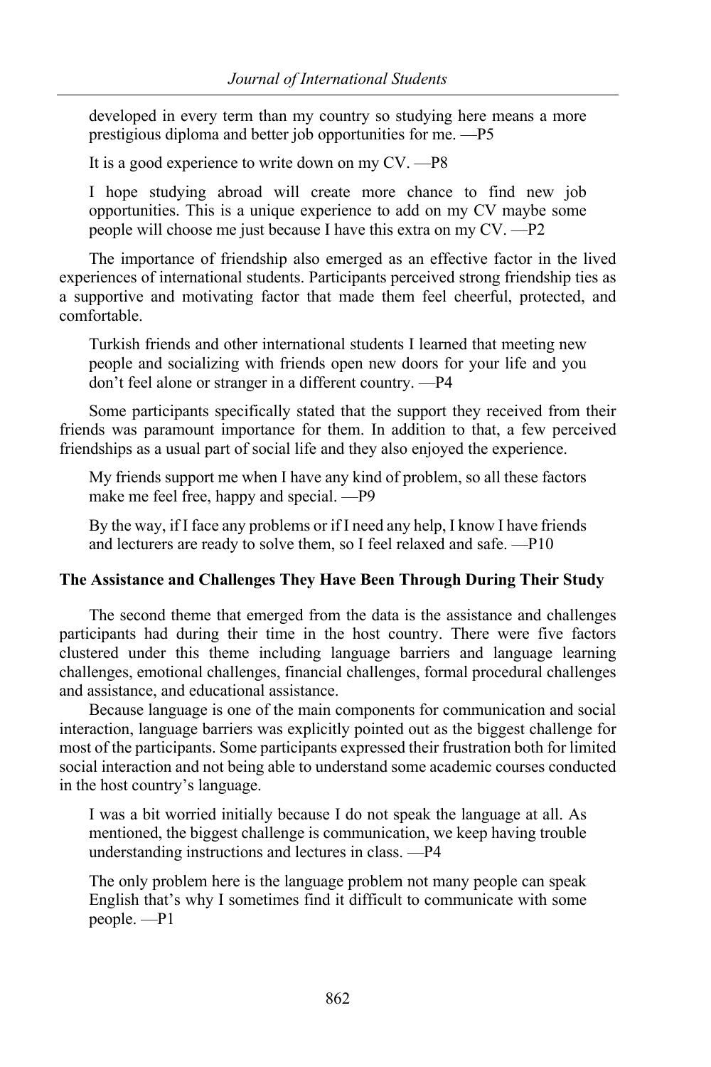> developed in every term than my country so studying here means a more prestigious diploma and better job opportunities for me. —P5

> It is a good experience to write down on my CV. —P8

> I hope studying abroad will create more chance to find new job opportunities. This is a unique experience to add on my CV maybe some people will choose me just because I have this extra on my CV. —P2

The importance of friendship also emerged as an effective factor in the lived experiences of international students. Participants perceived strong friendship ties as a supportive and motivating factor that made them feel cheerful, protected, and comfortable.

> Turkish friends and other international students I learned that meeting new people and socializing with friends open new doors for your life and you don't feel alone or stranger in a different country. —P4

Some participants specifically stated that the support they received from their friends was paramount importance for them. In addition to that, a few perceived friendships as a usual part of social life and they also enjoyed the experience.

> My friends support me when I have any kind of problem, so all these factors make me feel free, happy and special. —P9

> By the way, if I face any problems or if I need any help, I know I have friends and lecturers are ready to solve them, so I feel relaxed and safe. —P10

### The Assistance and Challenges They Have Been Through During Their Study

The second theme that emerged from the data is the assistance and challenges participants had during their time in the host country. There were five factors clustered under this theme including language barriers and language learning challenges, emotional challenges, financial challenges, formal procedural challenges and assistance, and educational assistance.

Because language is one of the main components for communication and social interaction, language barriers was explicitly pointed out as the biggest challenge for most of the participants. Some participants expressed their frustration both for limited social interaction and not being able to understand some academic courses conducted in the host country's language.

> I was a bit worried initially because I do not speak the language at all. As mentioned, the biggest challenge is communication, we keep having trouble understanding instructions and lectures in class. —P4

> The only problem here is the language problem not many people can speak English that's why I sometimes find it difficult to communicate with some people. —P1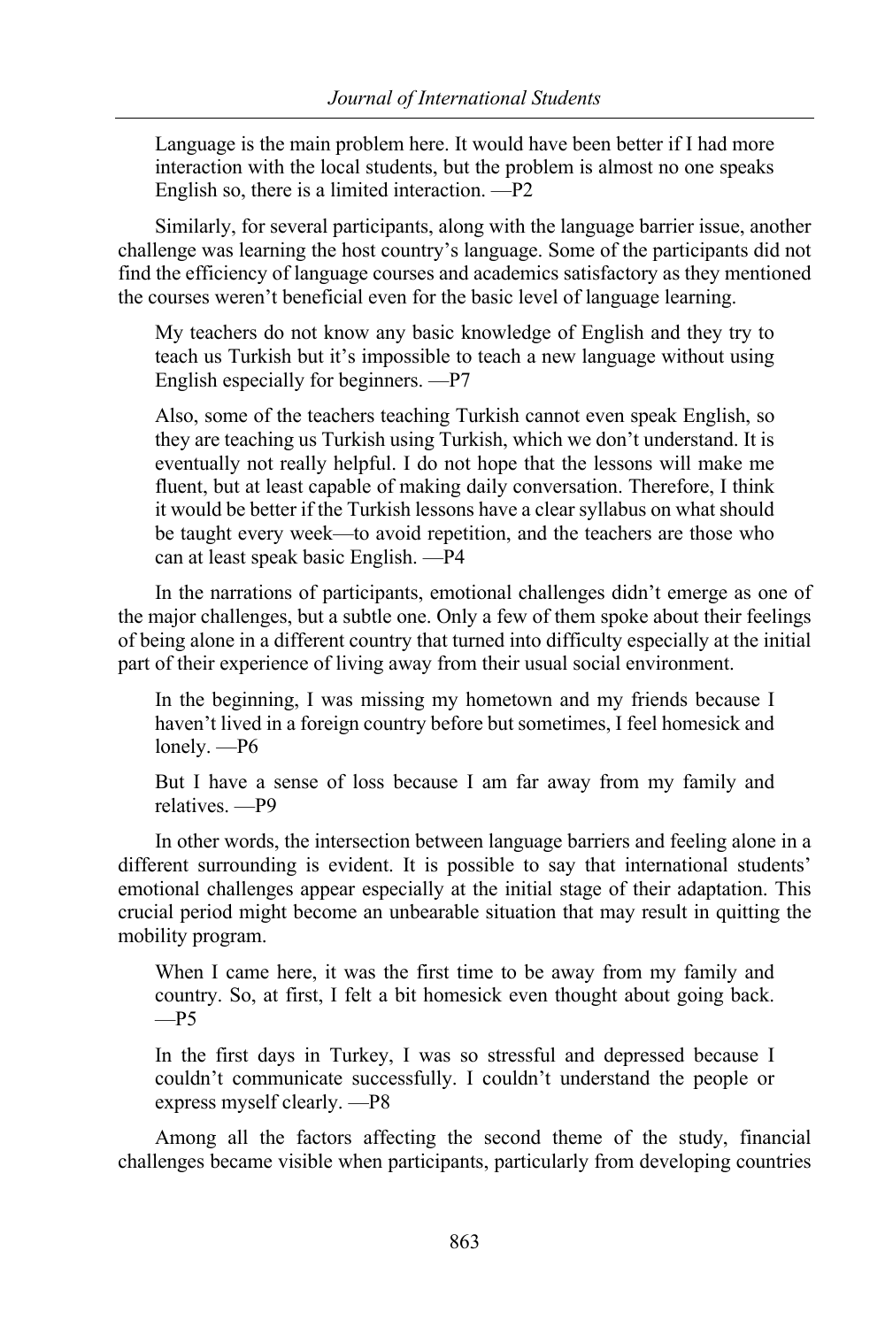> Language is the main problem here. It would have been better if I had more interaction with the local students, but the problem is almost no one speaks English so, there is a limited interaction. —P2

Similarly, for several participants, along with the language barrier issue, another challenge was learning the host country's language. Some of the participants did not find the efficiency of language courses and academics satisfactory as they mentioned the courses weren't beneficial even for the basic level of language learning.

> My teachers do not know any basic knowledge of English and they try to teach us Turkish but it's impossible to teach a new language without using English especially for beginners. —P7

> Also, some of the teachers teaching Turkish cannot even speak English, so they are teaching us Turkish using Turkish, which we don't understand. It is eventually not really helpful. I do not hope that the lessons will make me fluent, but at least capable of making daily conversation. Therefore, I think it would be better if the Turkish lessons have a clear syllabus on what should be taught every week—to avoid repetition, and the teachers are those who can at least speak basic English. —P4

In the narrations of participants, emotional challenges didn't emerge as one of the major challenges, but a subtle one. Only a few of them spoke about their feelings of being alone in a different country that turned into difficulty especially at the initial part of their experience of living away from their usual social environment.

> In the beginning, I was missing my hometown and my friends because I haven't lived in a foreign country before but sometimes, I feel homesick and lonely. —P6

> But I have a sense of loss because I am far away from my family and relatives. —P9

In other words, the intersection between language barriers and feeling alone in a different surrounding is evident. It is possible to say that international students' emotional challenges appear especially at the initial stage of their adaptation. This crucial period might become an unbearable situation that may result in quitting the mobility program.

> When I came here, it was the first time to be away from my family and country. So, at first, I felt a bit homesick even thought about going back. —P5

> In the first days in Turkey, I was so stressful and depressed because I couldn't communicate successfully. I couldn't understand the people or express myself clearly. —P8

Among all the factors affecting the second theme of the study, financial challenges became visible when participants, particularly from developing countries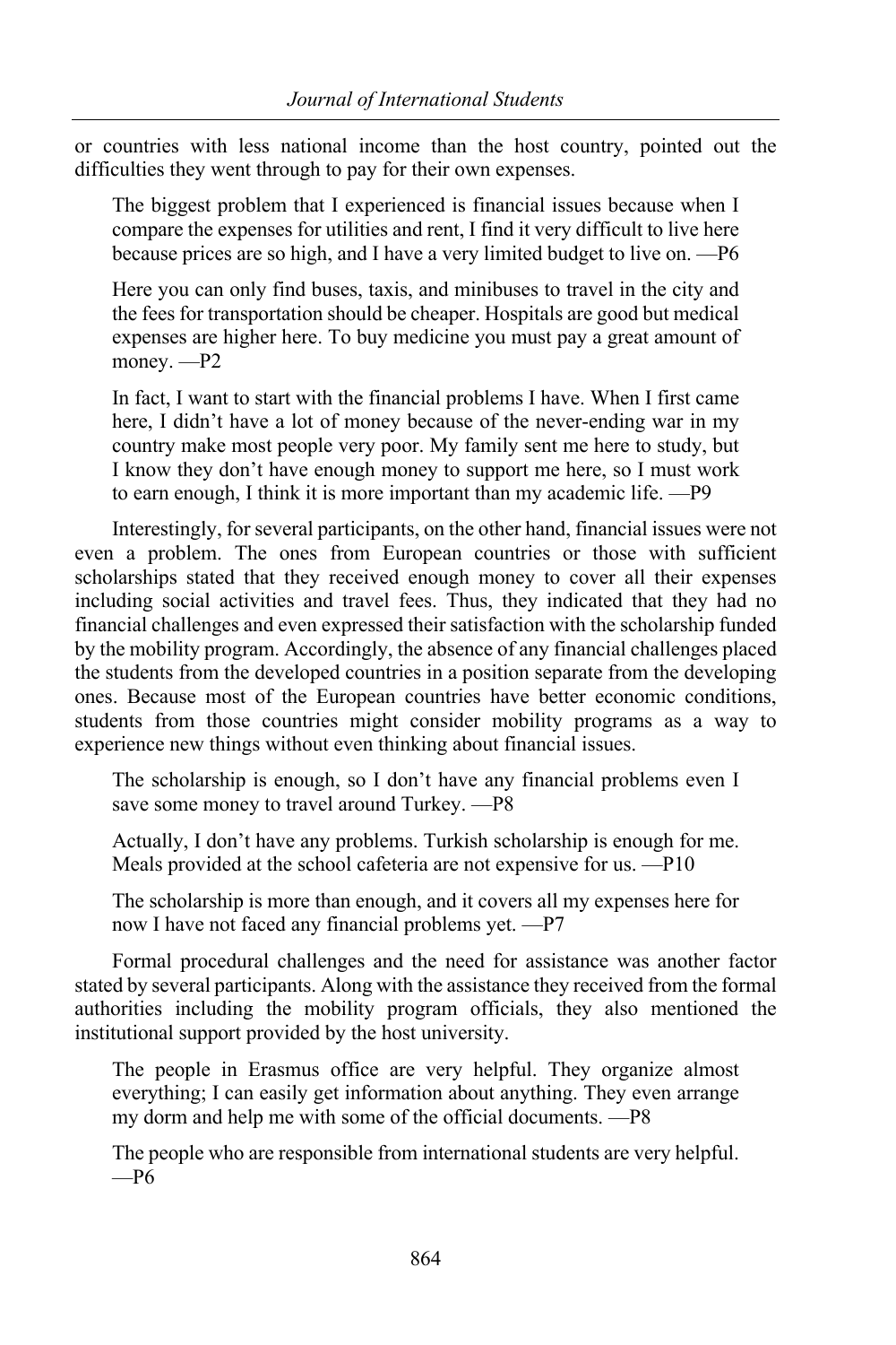or countries with less national income than the host country, pointed out the difficulties they went through to pay for their own expenses.

> The biggest problem that I experienced is financial issues because when I compare the expenses for utilities and rent, I find it very difficult to live here because prices are so high, and I have a very limited budget to live on. —P6

> Here you can only find buses, taxis, and minibuses to travel in the city and the fees for transportation should be cheaper. Hospitals are good but medical expenses are higher here. To buy medicine you must pay a great amount of money. —P2

> In fact, I want to start with the financial problems I have. When I first came here, I didn't have a lot of money because of the never-ending war in my country make most people very poor. My family sent me here to study, but I know they don't have enough money to support me here, so I must work to earn enough, I think it is more important than my academic life. —P9

Interestingly, for several participants, on the other hand, financial issues were not even a problem. The ones from European countries or those with sufficient scholarships stated that they received enough money to cover all their expenses including social activities and travel fees. Thus, they indicated that they had no financial challenges and even expressed their satisfaction with the scholarship funded by the mobility program. Accordingly, the absence of any financial challenges placed the students from the developed countries in a position separate from the developing ones. Because most of the European countries have better economic conditions, students from those countries might consider mobility programs as a way to experience new things without even thinking about financial issues.

> The scholarship is enough, so I don't have any financial problems even I save some money to travel around Turkey. —P8

> Actually, I don't have any problems. Turkish scholarship is enough for me. Meals provided at the school cafeteria are not expensive for us. —P10

> The scholarship is more than enough, and it covers all my expenses here for now I have not faced any financial problems yet. —P7

Formal procedural challenges and the need for assistance was another factor stated by several participants. Along with the assistance they received from the formal authorities including the mobility program officials, they also mentioned the institutional support provided by the host university.

> The people in Erasmus office are very helpful. They organize almost everything; I can easily get information about anything. They even arrange my dorm and help me with some of the official documents. —P8

> The people who are responsible from international students are very helpful. —P6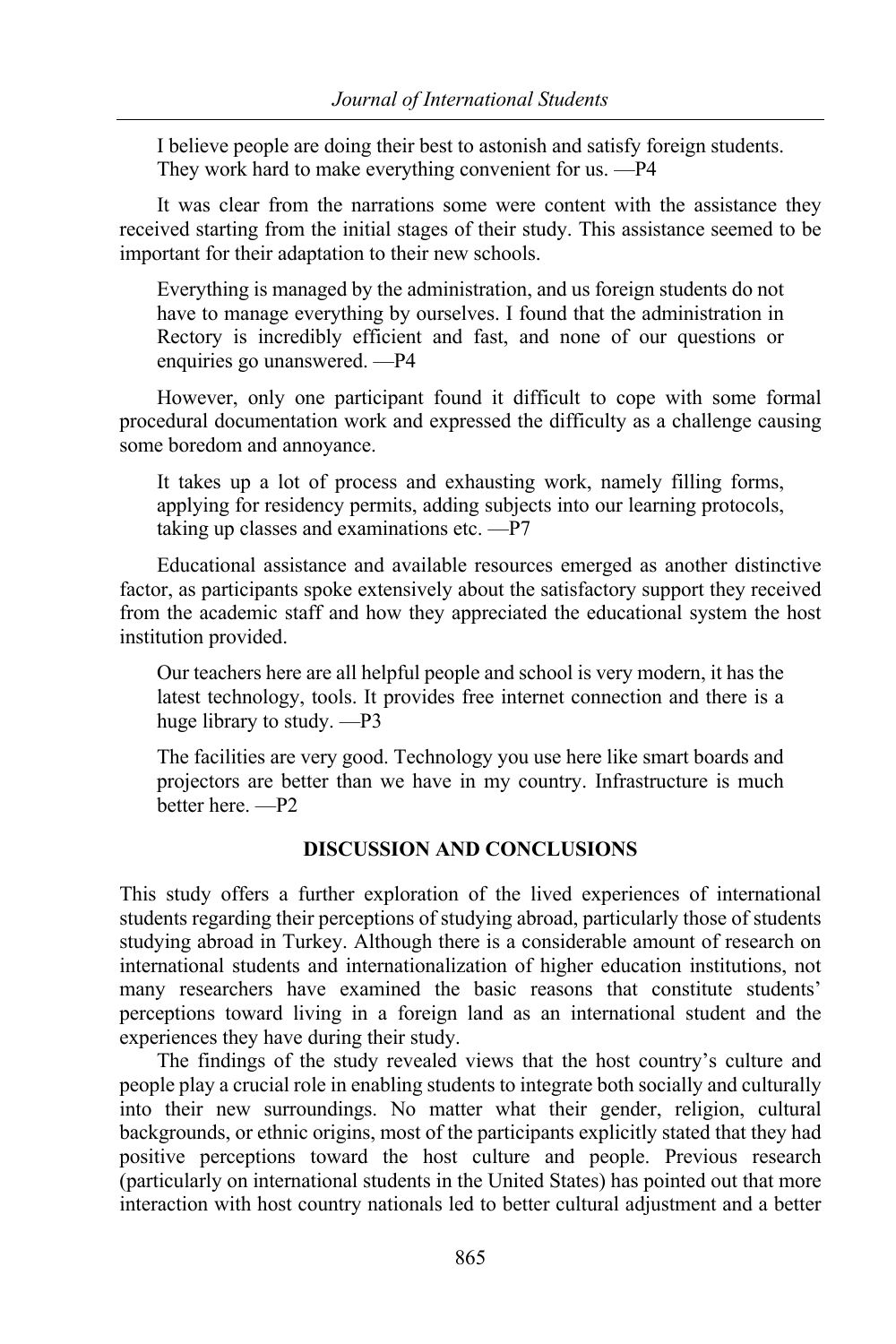> I believe people are doing their best to astonish and satisfy foreign students. They work hard to make everything convenient for us. —P4

It was clear from the narrations some were content with the assistance they received starting from the initial stages of their study. This assistance seemed to be important for their adaptation to their new schools.

> Everything is managed by the administration, and us foreign students do not have to manage everything by ourselves. I found that the administration in Rectory is incredibly efficient and fast, and none of our questions or enquiries go unanswered. —P4

However, only one participant found it difficult to cope with some formal procedural documentation work and expressed the difficulty as a challenge causing some boredom and annoyance.

> It takes up a lot of process and exhausting work, namely filling forms, applying for residency permits, adding subjects into our learning protocols, taking up classes and examinations etc. —P7

Educational assistance and available resources emerged as another distinctive factor, as participants spoke extensively about the satisfactory support they received from the academic staff and how they appreciated the educational system the host institution provided.

> Our teachers here are all helpful people and school is very modern, it has the latest technology, tools. It provides free internet connection and there is a huge library to study. —P3

> The facilities are very good. Technology you use here like smart boards and projectors are better than we have in my country. Infrastructure is much better here. —P2

## DISCUSSION AND CONCLUSIONS

This study offers a further exploration of the lived experiences of international students regarding their perceptions of studying abroad, particularly those of students studying abroad in Turkey. Although there is a considerable amount of research on international students and internationalization of higher education institutions, not many researchers have examined the basic reasons that constitute students' perceptions toward living in a foreign land as an international student and the experiences they have during their study.

The findings of the study revealed views that the host country's culture and people play a crucial role in enabling students to integrate both socially and culturally into their new surroundings. No matter what their gender, religion, cultural backgrounds, or ethnic origins, most of the participants explicitly stated that they had positive perceptions toward the host culture and people. Previous research (particularly on international students in the United States) has pointed out that more interaction with host country nationals led to better cultural adjustment and a better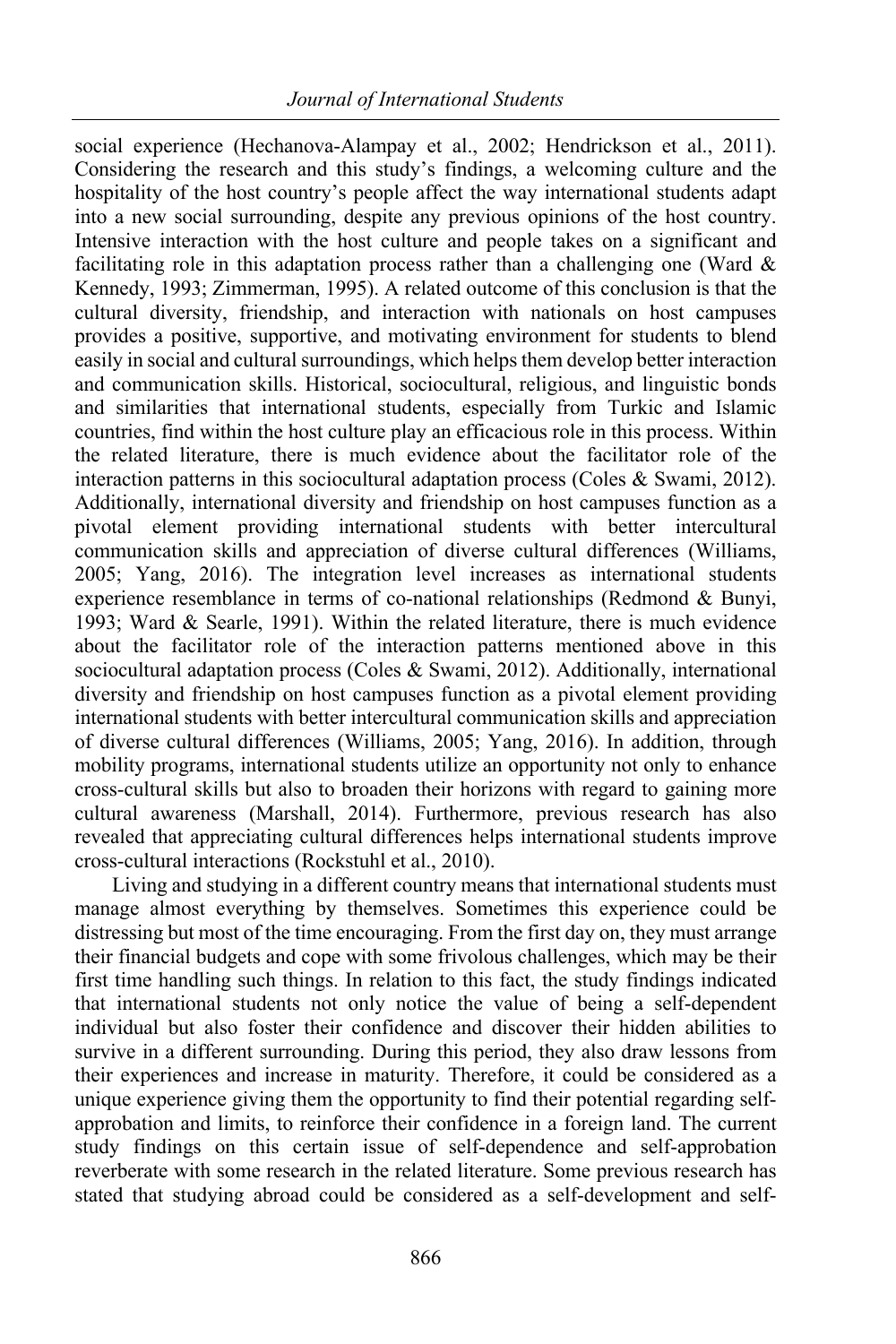social experience (Hechanova-Alampay et al., 2002; Hendrickson et al., 2011). Considering the research and this study's findings, a welcoming culture and the hospitality of the host country's people affect the way international students adapt into a new social surrounding, despite any previous opinions of the host country. Intensive interaction with the host culture and people takes on a significant and facilitating role in this adaptation process rather than a challenging one (Ward & Kennedy, 1993; Zimmerman, 1995). A related outcome of this conclusion is that the cultural diversity, friendship, and interaction with nationals on host campuses provides a positive, supportive, and motivating environment for students to blend easily in social and cultural surroundings, which helps them develop better interaction and communication skills. Historical, sociocultural, religious, and linguistic bonds and similarities that international students, especially from Turkic and Islamic countries, find within the host culture play an efficacious role in this process. Within the related literature, there is much evidence about the facilitator role of the interaction patterns in this sociocultural adaptation process (Coles & Swami, 2012). Additionally, international diversity and friendship on host campuses function as a pivotal element providing international students with better intercultural communication skills and appreciation of diverse cultural differences (Williams, 2005; Yang, 2016). The integration level increases as international students experience resemblance in terms of co-national relationships (Redmond & Bunyi, 1993; Ward & Searle, 1991). Within the related literature, there is much evidence about the facilitator role of the interaction patterns mentioned above in this sociocultural adaptation process (Coles & Swami, 2012). Additionally, international diversity and friendship on host campuses function as a pivotal element providing international students with better intercultural communication skills and appreciation of diverse cultural differences (Williams, 2005; Yang, 2016). In addition, through mobility programs, international students utilize an opportunity not only to enhance cross-cultural skills but also to broaden their horizons with regard to gaining more cultural awareness (Marshall, 2014). Furthermore, previous research has also revealed that appreciating cultural differences helps international students improve cross-cultural interactions (Rockstuhl et al., 2010).

Living and studying in a different country means that international students must manage almost everything by themselves. Sometimes this experience could be distressing but most of the time encouraging. From the first day on, they must arrange their financial budgets and cope with some frivolous challenges, which may be their first time handling such things. In relation to this fact, the study findings indicated that international students not only notice the value of being a self-dependent individual but also foster their confidence and discover their hidden abilities to survive in a different surrounding. During this period, they also draw lessons from their experiences and increase in maturity. Therefore, it could be considered as a unique experience giving them the opportunity to find their potential regarding self-approbation and limits, to reinforce their confidence in a foreign land. The current study findings on this certain issue of self-dependence and self-approbation reverberate with some research in the related literature. Some previous research has stated that studying abroad could be considered as a self-development and self-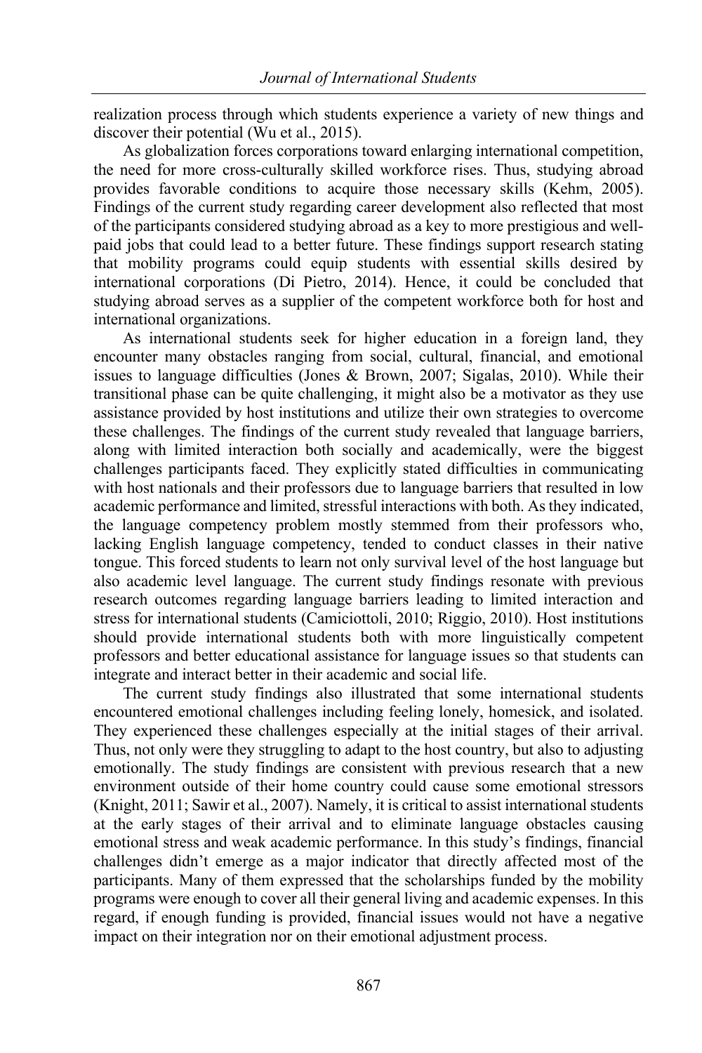realization process through which students experience a variety of new things and discover their potential (Wu et al., 2015).

As globalization forces corporations toward enlarging international competition, the need for more cross-culturally skilled workforce rises. Thus, studying abroad provides favorable conditions to acquire those necessary skills (Kehm, 2005). Findings of the current study regarding career development also reflected that most of the participants considered studying abroad as a key to more prestigious and well-paid jobs that could lead to a better future. These findings support research stating that mobility programs could equip students with essential skills desired by international corporations (Di Pietro, 2014). Hence, it could be concluded that studying abroad serves as a supplier of the competent workforce both for host and international organizations.

As international students seek for higher education in a foreign land, they encounter many obstacles ranging from social, cultural, financial, and emotional issues to language difficulties (Jones & Brown, 2007; Sigalas, 2010). While their transitional phase can be quite challenging, it might also be a motivator as they use assistance provided by host institutions and utilize their own strategies to overcome these challenges. The findings of the current study revealed that language barriers, along with limited interaction both socially and academically, were the biggest challenges participants faced. They explicitly stated difficulties in communicating with host nationals and their professors due to language barriers that resulted in low academic performance and limited, stressful interactions with both. As they indicated, the language competency problem mostly stemmed from their professors who, lacking English language competency, tended to conduct classes in their native tongue. This forced students to learn not only survival level of the host language but also academic level language. The current study findings resonate with previous research outcomes regarding language barriers leading to limited interaction and stress for international students (Camiciottoli, 2010; Riggio, 2010). Host institutions should provide international students both with more linguistically competent professors and better educational assistance for language issues so that students can integrate and interact better in their academic and social life.

The current study findings also illustrated that some international students encountered emotional challenges including feeling lonely, homesick, and isolated. They experienced these challenges especially at the initial stages of their arrival. Thus, not only were they struggling to adapt to the host country, but also to adjusting emotionally. The study findings are consistent with previous research that a new environment outside of their home country could cause some emotional stressors (Knight, 2011; Sawir et al., 2007). Namely, it is critical to assist international students at the early stages of their arrival and to eliminate language obstacles causing emotional stress and weak academic performance. In this study's findings, financial challenges didn't emerge as a major indicator that directly affected most of the participants. Many of them expressed that the scholarships funded by the mobility programs were enough to cover all their general living and academic expenses. In this regard, if enough funding is provided, financial issues would not have a negative impact on their integration nor on their emotional adjustment process.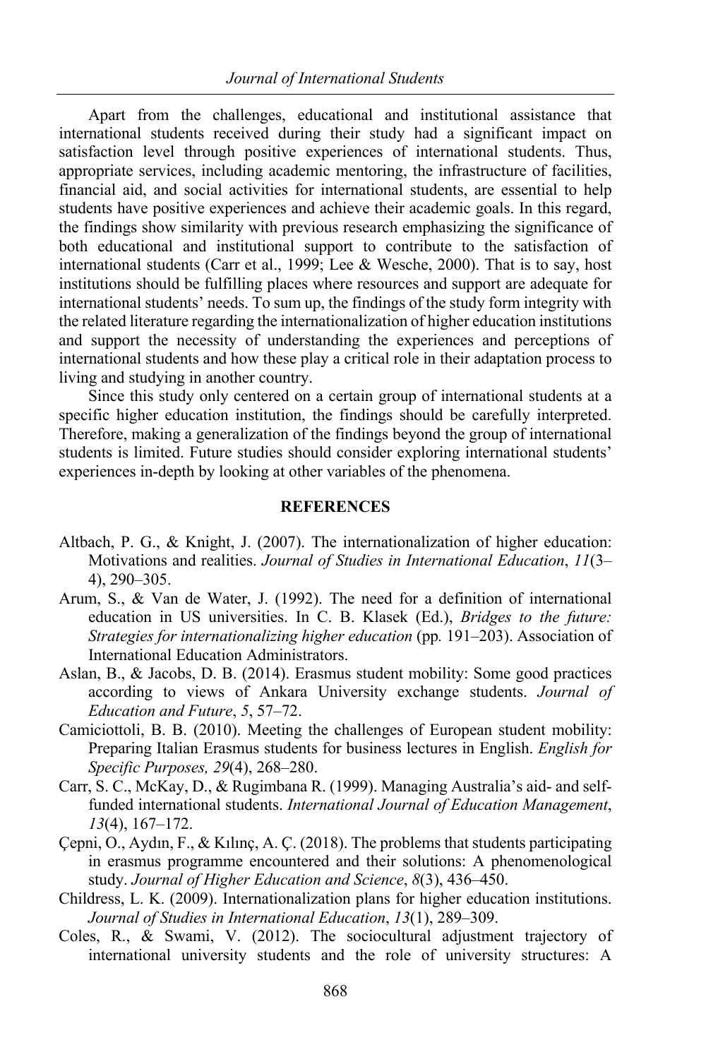Apart from the challenges, educational and institutional assistance that international students received during their study had a significant impact on satisfaction level through positive experiences of international students. Thus, appropriate services, including academic mentoring, the infrastructure of facilities, financial aid, and social activities for international students, are essential to help students have positive experiences and achieve their academic goals. In this regard, the findings show similarity with previous research emphasizing the significance of both educational and institutional support to contribute to the satisfaction of international students (Carr et al., 1999; Lee & Wesche, 2000). That is to say, host institutions should be fulfilling places where resources and support are adequate for international students' needs. To sum up, the findings of the study form integrity with the related literature regarding the internationalization of higher education institutions and support the necessity of understanding the experiences and perceptions of international students and how these play a critical role in their adaptation process to living and studying in another country.

Since this study only centered on a certain group of international students at a specific higher education institution, the findings should be carefully interpreted. Therefore, making a generalization of the findings beyond the group of international students is limited. Future studies should consider exploring international students' experiences in-depth by looking at other variables of the phenomena.

## REFERENCES

Altbach, P. G., & Knight, J. (2007). The internationalization of higher education: Motivations and realities. *Journal of Studies in International Education*, *11*(3–4), 290–305.

Arum, S., & Van de Water, J. (1992). The need for a definition of international education in US universities. In C. B. Klasek (Ed.), *Bridges to the future: Strategies for internationalizing higher education* (pp. 191–203). Association of International Education Administrators.

Aslan, B., & Jacobs, D. B. (2014). Erasmus student mobility: Some good practices according to views of Ankara University exchange students. *Journal of Education and Future*, *5*, 57–72.

Camiciottoli, B. B. (2010). Meeting the challenges of European student mobility: Preparing Italian Erasmus students for business lectures in English. *English for Specific Purposes, 29*(4), 268–280.

Carr, S. C., McKay, D., & Rugimbana R. (1999). Managing Australia's aid- and self-funded international students. *International Journal of Education Management*, *13*(4), 167–172.

Çepni, O., Aydın, F., & Kılınç, A. Ç. (2018). The problems that students participating in erasmus programme encountered and their solutions: A phenomenological study. *Journal of Higher Education and Science*, *8*(3), 436–450.

Childress, L. K. (2009). Internationalization plans for higher education institutions. *Journal of Studies in International Education*, *13*(1), 289–309.

Coles, R., & Swami, V. (2012). The sociocultural adjustment trajectory of international university students and the role of university structures: A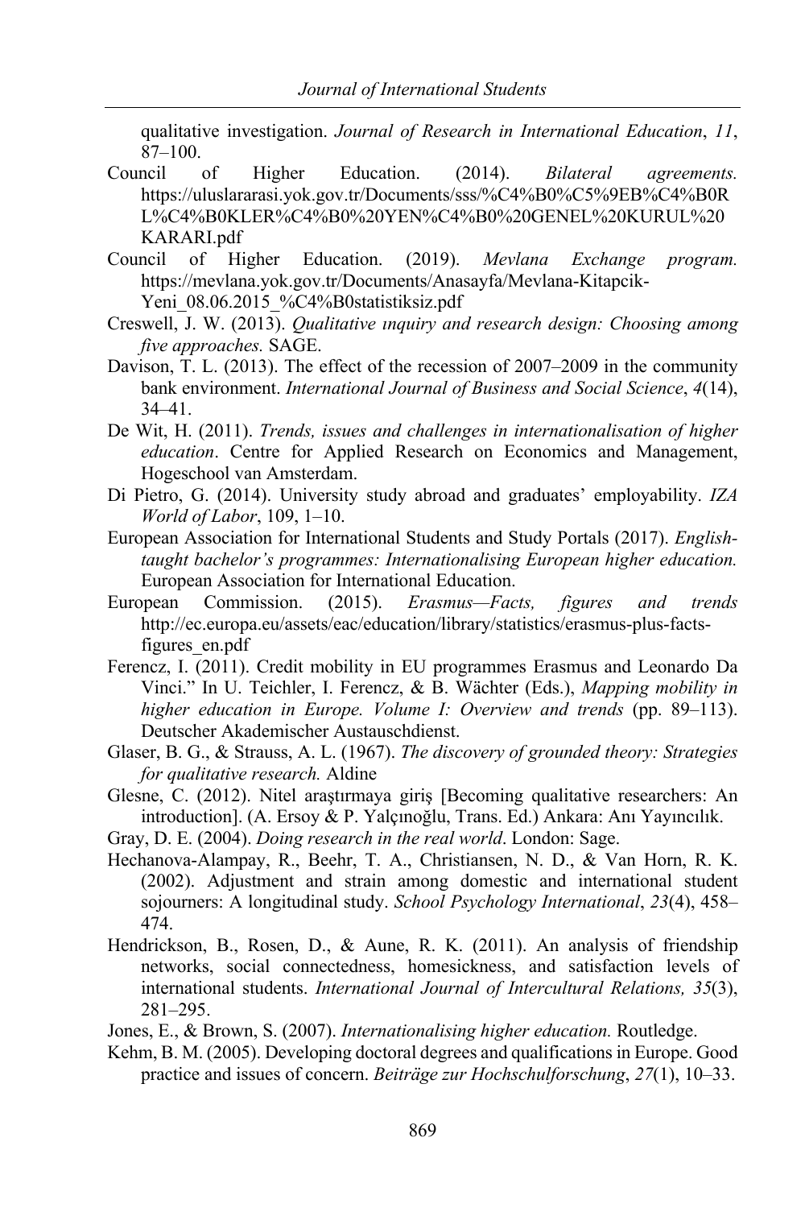qualitative investigation. *Journal of Research in International Education*, *11*, 87–100.

Council of Higher Education. (2014). *Bilateral agreements.* https://uluslararasi.yok.gov.tr/Documents/sss/%C4%B0%C5%9EB%C4%B0RL%C4%B0KLER%C4%B0%20YEN%C4%B0%20GENEL%20KURUL%20KARARI.pdf

Council of Higher Education. (2019). *Mevlana Exchange program.* https://mevlana.yok.gov.tr/Documents/Anasayfa/Mevlana-Kitapcik-Yeni_08.06.2015_%C4%B0statistiksiz.pdf

Creswell, J. W. (2013). *Qualitative ınquiry and research design: Choosing among five approaches.* SAGE.

Davison, T. L. (2013). The effect of the recession of 2007–2009 in the community bank environment. *International Journal of Business and Social Science*, *4*(14), 34–41.

De Wit, H. (2011). *Trends, issues and challenges in internationalisation of higher education*. Centre for Applied Research on Economics and Management, Hogeschool van Amsterdam.

Di Pietro, G. (2014). University study abroad and graduates' employability. *IZA World of Labor*, 109, 1–10.

European Association for International Students and Study Portals (2017). *English-taught bachelor's programmes: Internationalising European higher education.* European Association for International Education.

European Commission. (2015). *Erasmus—Facts, figures and trends* http://ec.europa.eu/assets/eac/education/library/statistics/erasmus-plus-facts-figures_en.pdf

Ferencz, I. (2011). Credit mobility in EU programmes Erasmus and Leonardo Da Vinci." In U. Teichler, I. Ferencz, & B. Wächter (Eds.), *Mapping mobility in higher education in Europe. Volume I: Overview and trends* (pp. 89–113). Deutscher Akademischer Austauschdienst.

Glaser, B. G., & Strauss, A. L. (1967). *The discovery of grounded theory: Strategies for qualitative research.* Aldine

Glesne, C. (2012). Nitel araştırmaya giriş [Becoming qualitative researchers: An introduction]. (A. Ersoy & P. Yalçınoğlu, Trans. Ed.) Ankara: Anı Yayıncılık.

Gray, D. E. (2004). *Doing research in the real world*. London: Sage.

Hechanova-Alampay, R., Beehr, T. A., Christiansen, N. D., & Van Horn, R. K. (2002). Adjustment and strain among domestic and international student sojourners: A longitudinal study. *School Psychology International*, *23*(4), 458–474.

Hendrickson, B., Rosen, D., & Aune, R. K. (2011). An analysis of friendship networks, social connectedness, homesickness, and satisfaction levels of international students. *International Journal of Intercultural Relations, 35*(3), 281–295.

Jones, E., & Brown, S. (2007). *Internationalising higher education.* Routledge.

Kehm, B. M. (2005). Developing doctoral degrees and qualifications in Europe. Good practice and issues of concern. *Beiträge zur Hochschulforschung*, *27*(1), 10–33.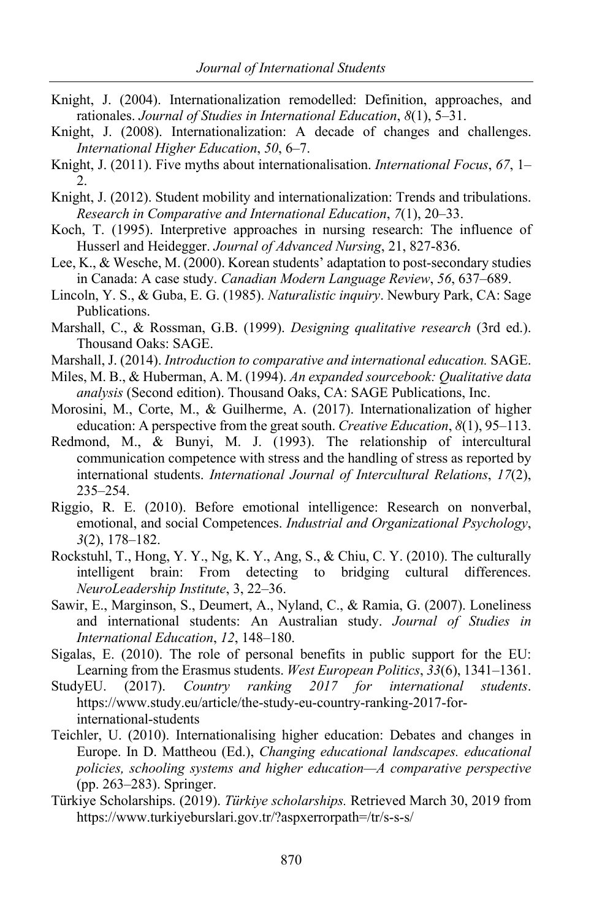Knight, J. (2004). Internationalization remodelled: Definition, approaches, and rationales. *Journal of Studies in International Education*, *8*(1), 5–31.

Knight, J. (2008). Internationalization: A decade of changes and challenges. *International Higher Education*, *50*, 6–7.

Knight, J. (2011). Five myths about internationalisation. *International Focus*, *67*, 1–2.

Knight, J. (2012). Student mobility and internationalization: Trends and tribulations. *Research in Comparative and International Education*, *7*(1), 20–33.

Koch, T. (1995). Interpretive approaches in nursing research: The influence of Husserl and Heidegger. *Journal of Advanced Nursing*, 21, 827-836.

Lee, K., & Wesche, M. (2000). Korean students' adaptation to post-secondary studies in Canada: A case study. *Canadian Modern Language Review*, *56*, 637–689.

Lincoln, Y. S., & Guba, E. G. (1985). *Naturalistic inquiry*. Newbury Park, CA: Sage Publications.

Marshall, C., & Rossman, G.B. (1999). *Designing qualitative research* (3rd ed.). Thousand Oaks: SAGE.

Marshall, J. (2014). *Introduction to comparative and international education.* SAGE.

Miles, M. B., & Huberman, A. M. (1994). *An expanded sourcebook: Qualitative data analysis* (Second edition). Thousand Oaks, CA: SAGE Publications, Inc.

Morosini, M., Corte, M., & Guilherme, A. (2017). Internationalization of higher education: A perspective from the great south. *Creative Education*, *8*(1), 95–113.

Redmond, M., & Bunyi, M. J. (1993). The relationship of intercultural communication competence with stress and the handling of stress as reported by international students. *International Journal of Intercultural Relations*, *17*(2), 235–254.

Riggio, R. E. (2010). Before emotional intelligence: Research on nonverbal, emotional, and social Competences. *Industrial and Organizational Psychology*, *3*(2), 178–182.

Rockstuhl, T., Hong, Y. Y., Ng, K. Y., Ang, S., & Chiu, C. Y. (2010). The culturally intelligent brain: From detecting to bridging cultural differences. *NeuroLeadership Institute*, 3, 22–36.

Sawir, E., Marginson, S., Deumert, A., Nyland, C., & Ramia, G. (2007). Loneliness and international students: An Australian study. *Journal of Studies in International Education*, *12*, 148–180.

Sigalas, E. (2010). The role of personal benefits in public support for the EU: Learning from the Erasmus students. *West European Politics*, *33*(6), 1341–1361.

StudyEU. (2017). *Country ranking 2017 for international students*. https://www.study.eu/article/the-study-eu-country-ranking-2017-for-international-students

Teichler, U. (2010). Internationalising higher education: Debates and changes in Europe. In D. Mattheou (Ed.), *Changing educational landscapes. educational policies, schooling systems and higher education—A comparative perspective* (pp. 263–283). Springer.

Türkiye Scholarships. (2019). *Türkiye scholarships.* Retrieved March 30, 2019 from https://www.turkiyeburslari.gov.tr/?aspxerrorpath=/tr/s-s-s/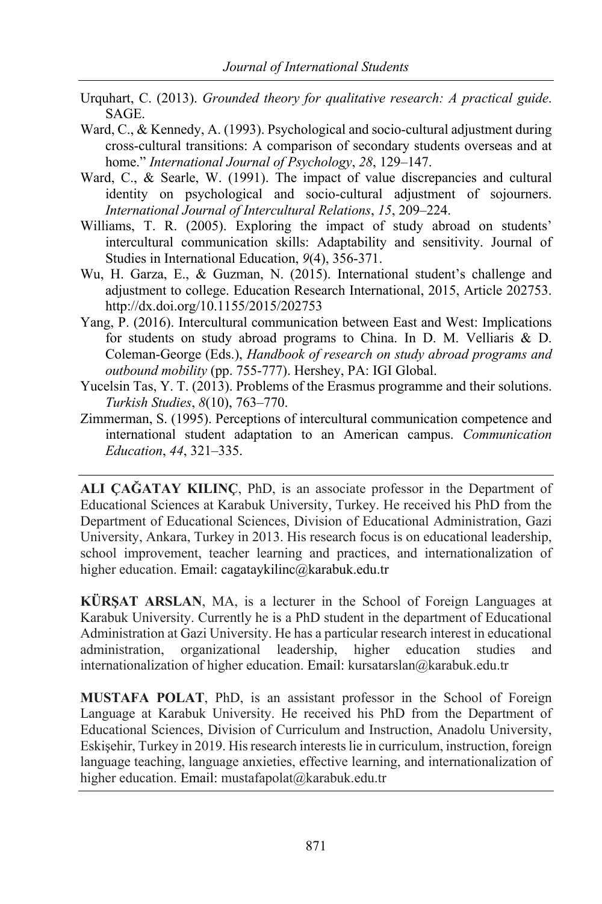Urquhart, C. (2013). *Grounded theory for qualitative research: A practical guide*. SAGE.

Ward, C., & Kennedy, A. (1993). Psychological and socio-cultural adjustment during cross-cultural transitions: A comparison of secondary students overseas and at home." *International Journal of Psychology*, *28*, 129–147.

Ward, C., & Searle, W. (1991). The impact of value discrepancies and cultural identity on psychological and socio-cultural adjustment of sojourners. *International Journal of Intercultural Relations*, *15*, 209–224.

Williams, T. R. (2005). Exploring the impact of study abroad on students' intercultural communication skills: Adaptability and sensitivity. Journal of Studies in International Education, *9*(4), 356-371.

Wu, H. Garza, E., & Guzman, N. (2015). International student's challenge and adjustment to college. Education Research International, 2015, Article 202753. http://dx.doi.org/10.1155/2015/202753

Yang, P. (2016). Intercultural communication between East and West: Implications for students on study abroad programs to China. In D. M. Velliaris & D. Coleman-George (Eds.), *Handbook of research on study abroad programs and outbound mobility* (pp. 755-777). Hershey, PA: IGI Global.

Yucelsin Tas, Y. T. (2013). Problems of the Erasmus programme and their solutions. *Turkish Studies*, *8*(10), 763–770.

Zimmerman, S. (1995). Perceptions of intercultural communication competence and international student adaptation to an American campus. *Communication Education*, *44*, 321–335.

---

**ALI ÇAĞATAY KILINÇ**, PhD, is an associate professor in the Department of Educational Sciences at Karabuk University, Turkey. He received his PhD from the Department of Educational Sciences, Division of Educational Administration, Gazi University, Ankara, Turkey in 2013. His research focus is on educational leadership, school improvement, teacher learning and practices, and internationalization of higher education. Email: cagataykilinc@karabuk.edu.tr

**KÜRŞAT ARSLAN**, MA, is a lecturer in the School of Foreign Languages at Karabuk University. Currently he is a PhD student in the department of Educational Administration at Gazi University. He has a particular research interest in educational administration, organizational leadership, higher education studies and internationalization of higher education. Email: kursatarslan@karabuk.edu.tr

**MUSTAFA POLAT**, PhD, is an assistant professor in the School of Foreign Language at Karabuk University. He received his PhD from the Department of Educational Sciences, Division of Curriculum and Instruction, Anadolu University, Eskişehir, Turkey in 2019. His research interests lie in curriculum, instruction, foreign language teaching, language anxieties, effective learning, and internationalization of higher education. Email: mustafapolat@karabuk.edu.tr